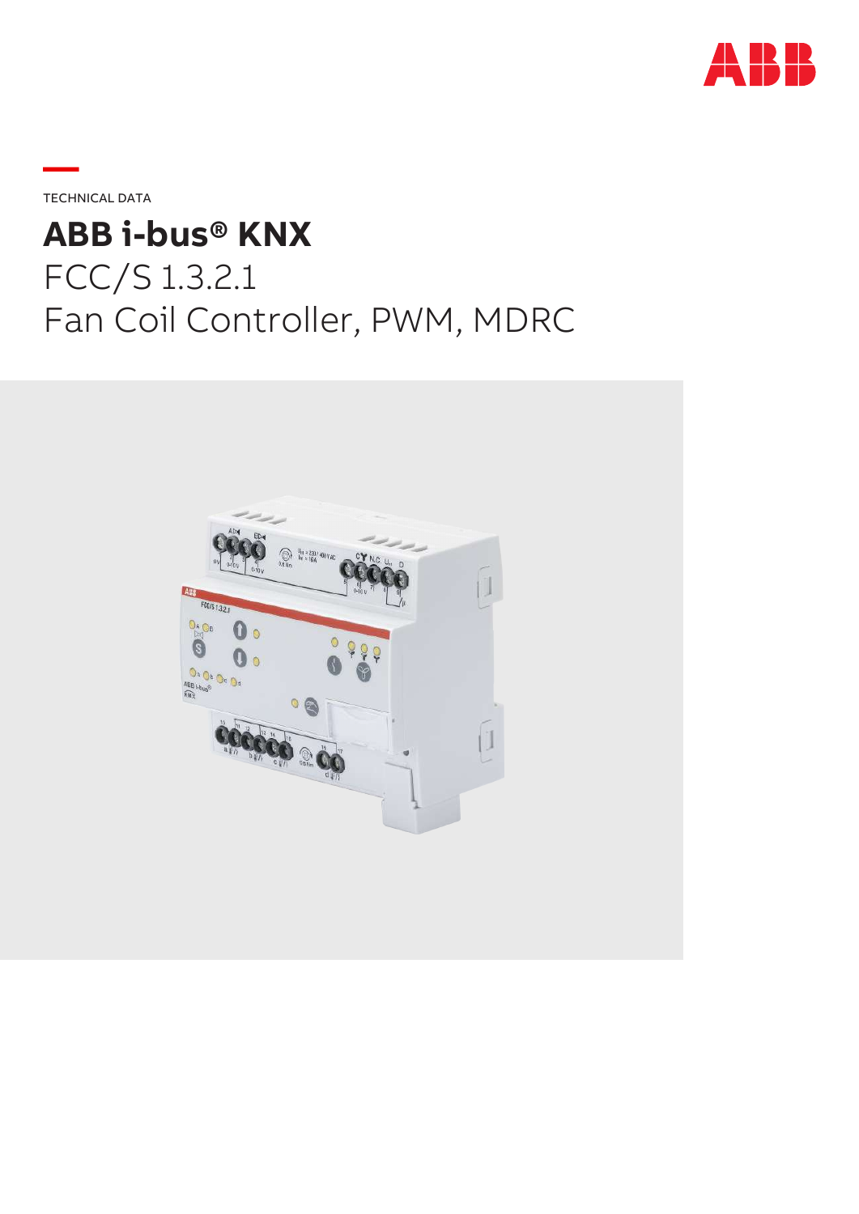TECHNICAL DATA

# ABB i-bus® KNX

FCC/S 1.3.2.1
Fan Coil Controller, PWM, MDRC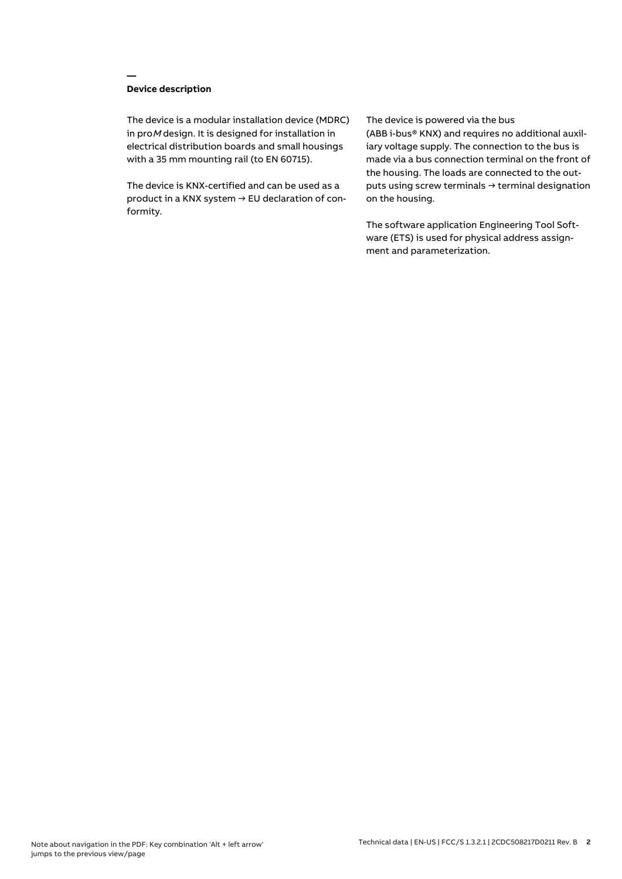## Device description

The device is a modular installation device (MDRC) in pro*M* design. It is designed for installation in electrical distribution boards and small housings with a 35 mm mounting rail (to EN 60715).

The device is KNX-certified and can be used as a product in a KNX system → EU declaration of conformity.

The device is powered via the bus (ABB i-bus® KNX) and requires no additional auxiliary voltage supply. The connection to the bus is made via a bus connection terminal on the front of the housing. The loads are connected to the outputs using screw terminals → terminal designation on the housing.

The software application Engineering Tool Software (ETS) is used for physical address assignment and parameterization.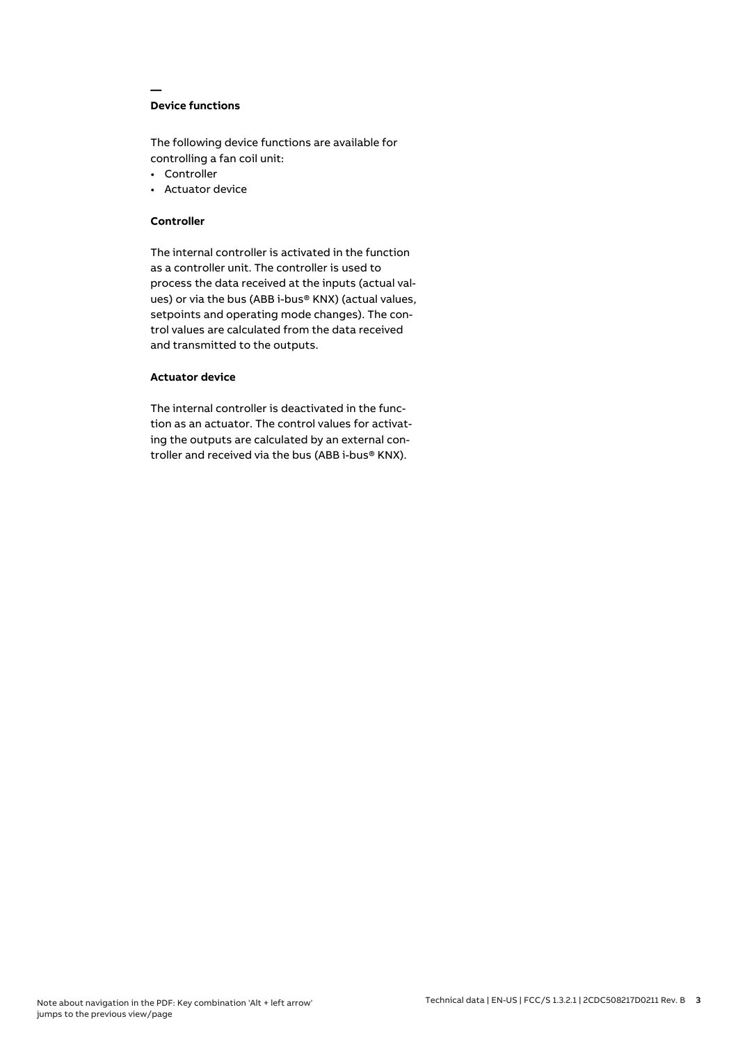## Device functions

The following device functions are available for controlling a fan coil unit:

- Controller
- Actuator device

### Controller

The internal controller is activated in the function as a controller unit. The controller is used to process the data received at the inputs (actual values) or via the bus (ABB i-bus® KNX) (actual values, setpoints and operating mode changes). The control values are calculated from the data received and transmitted to the outputs.

### Actuator device

The internal controller is deactivated in the function as an actuator. The control values for activating the outputs are calculated by an external controller and received via the bus (ABB i-bus® KNX).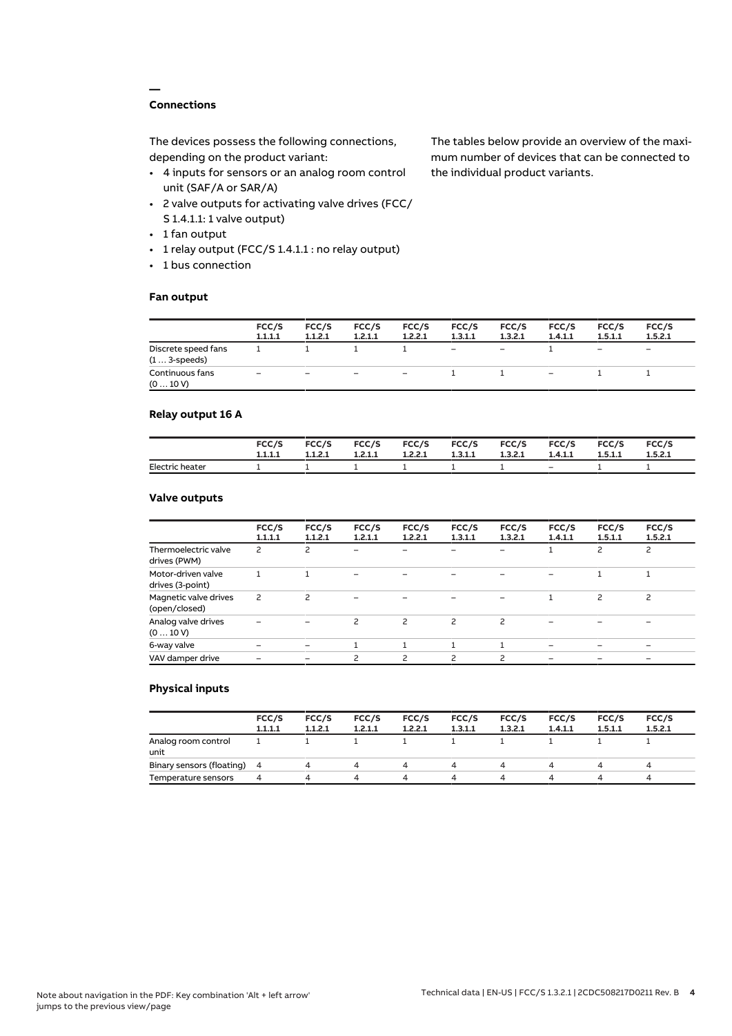## Connections

The devices possess the following connections, depending on the product variant:

- 4 inputs for sensors or an analog room control unit (SAF/A or SAR/A)
- 2 valve outputs for activating valve drives (FCC/S 1.4.1.1: 1 valve output)
- 1 fan output
- 1 relay output (FCC/S 1.4.1.1 : no relay output)
- 1 bus connection

The tables below provide an overview of the maximum number of devices that can be connected to the individual product variants.

### Fan output

| | FCC/S 1.1.1.1 | FCC/S 1.1.2.1 | FCC/S 1.2.1.1 | FCC/S 1.2.2.1 | FCC/S 1.3.1.1 | FCC/S 1.3.2.1 | FCC/S 1.4.1.1 | FCC/S 1.5.1.1 | FCC/S 1.5.2.1 |
|---|---|---|---|---|---|---|---|---|---|
| Discrete speed fans (1 … 3-speeds) | 1 | 1 | 1 | 1 | – | – | 1 | – | – |
| Continuous fans (0 … 10 V) | – | – | – | – | 1 | 1 | – | 1 | 1 |

### Relay output 16 A

| | FCC/S 1.1.1.1 | FCC/S 1.1.2.1 | FCC/S 1.2.1.1 | FCC/S 1.2.2.1 | FCC/S 1.3.1.1 | FCC/S 1.3.2.1 | FCC/S 1.4.1.1 | FCC/S 1.5.1.1 | FCC/S 1.5.2.1 |
|---|---|---|---|---|---|---|---|---|---|
| Electric heater | 1 | 1 | 1 | 1 | 1 | 1 | – | 1 | 1 |

### Valve outputs

| | FCC/S 1.1.1.1 | FCC/S 1.1.2.1 | FCC/S 1.2.1.1 | FCC/S 1.2.2.1 | FCC/S 1.3.1.1 | FCC/S 1.3.2.1 | FCC/S 1.4.1.1 | FCC/S 1.5.1.1 | FCC/S 1.5.2.1 |
|---|---|---|---|---|---|---|---|---|---|
| Thermoelectric valve drives (PWM) | 2 | 2 | – | – | – | – | 1 | 2 | 2 |
| Motor-driven valve drives (3-point) | 1 | 1 | – | – | – | – | – | 1 | 1 |
| Magnetic valve drives (open/closed) | 2 | 2 | – | – | – | – | 1 | 2 | 2 |
| Analog valve drives (0 … 10 V) | – | – | 2 | 2 | 2 | 2 | – | – | – |
| 6-way valve | – | – | 1 | 1 | 1 | 1 | – | – | – |
| VAV damper drive | – | – | 2 | 2 | 2 | 2 | – | – | – |

### Physical inputs

| | FCC/S 1.1.1.1 | FCC/S 1.1.2.1 | FCC/S 1.2.1.1 | FCC/S 1.2.2.1 | FCC/S 1.3.1.1 | FCC/S 1.3.2.1 | FCC/S 1.4.1.1 | FCC/S 1.5.1.1 | FCC/S 1.5.2.1 |
|---|---|---|---|---|---|---|---|---|---|
| Analog room control unit | 1 | 1 | 1 | 1 | 1 | 1 | 1 | 1 | 1 |
| Binary sensors (floating) | 4 | 4 | 4 | 4 | 4 | 4 | 4 | 4 | 4 |
| Temperature sensors | 4 | 4 | 4 | 4 | 4 | 4 | 4 | 4 | 4 |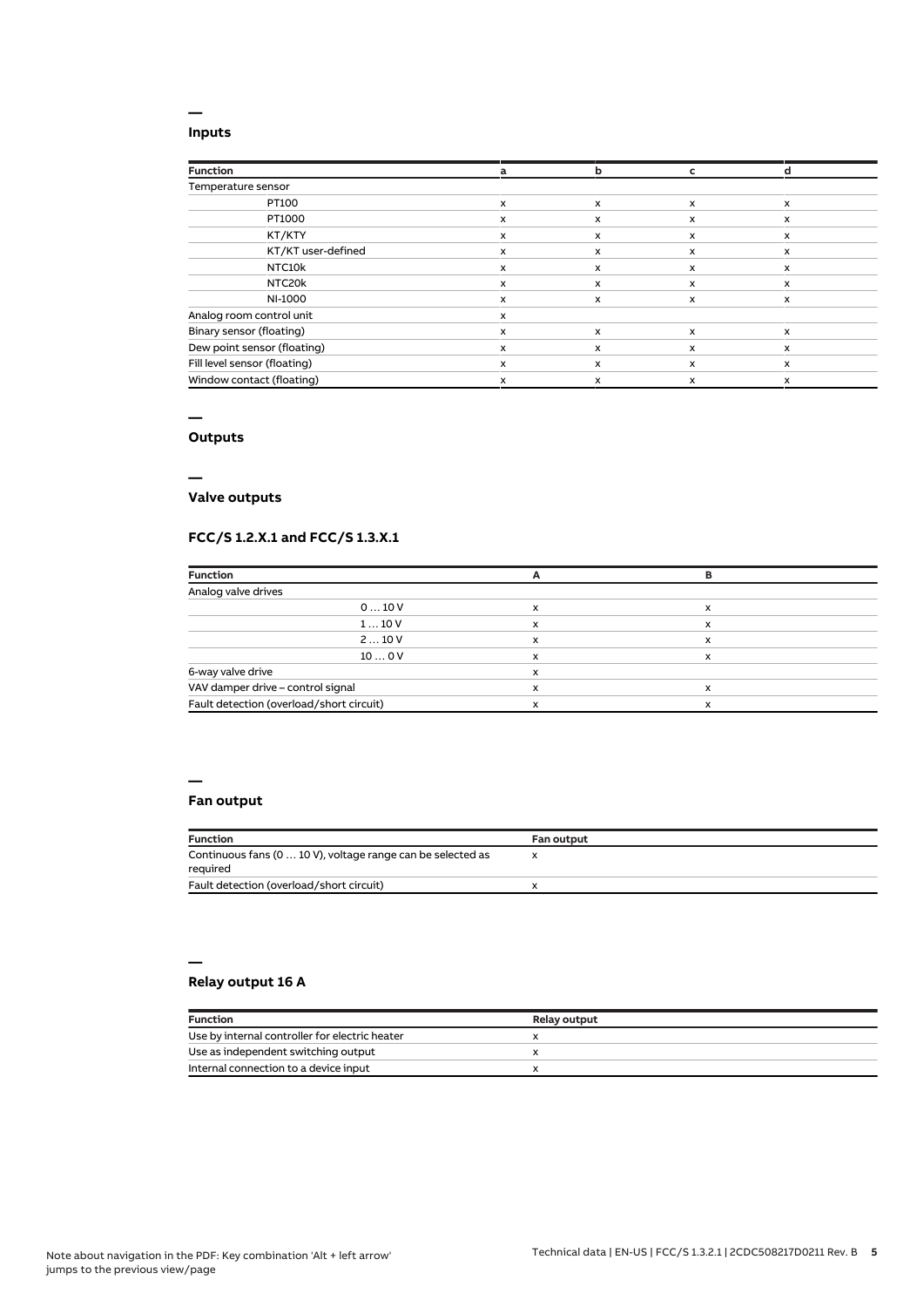## Inputs

| Function | a | b | c | d |
|---|---|---|---|---|
| Temperature sensor | | | | |
| PT100 | x | x | x | x |
| PT1000 | x | x | x | x |
| KT/KTY | x | x | x | x |
| KT/KT user-defined | x | x | x | x |
| NTC10k | x | x | x | x |
| NTC20k | x | x | x | x |
| NI-1000 | x | x | x | x |
| Analog room control unit | x | | | |
| Binary sensor (floating) | x | x | x | x |
| Dew point sensor (floating) | x | x | x | x |
| Fill level sensor (floating) | x | x | x | x |
| Window contact (floating) | x | x | x | x |

## Outputs

## Valve outputs

### FCC/S 1.2.X.1 and FCC/S 1.3.X.1

| Function | A | B |
|---|---|---|
| Analog valve drives | | |
| 0 … 10 V | x | x |
| 1 … 10 V | x | x |
| 2 … 10 V | x | x |
| 10 … 0 V | x | x |
| 6-way valve drive | x | |
| VAV damper drive – control signal | x | x |
| Fault detection (overload/short circuit) | x | x |

## Fan output

| Function | Fan output |
|---|---|
| Continuous fans (0 … 10 V), voltage range can be selected as required | x |
| Fault detection (overload/short circuit) | x |

## Relay output 16 A

| Function | Relay output |
|---|---|
| Use by internal controller for electric heater | x |
| Use as independent switching output | x |
| Internal connection to a device input | x |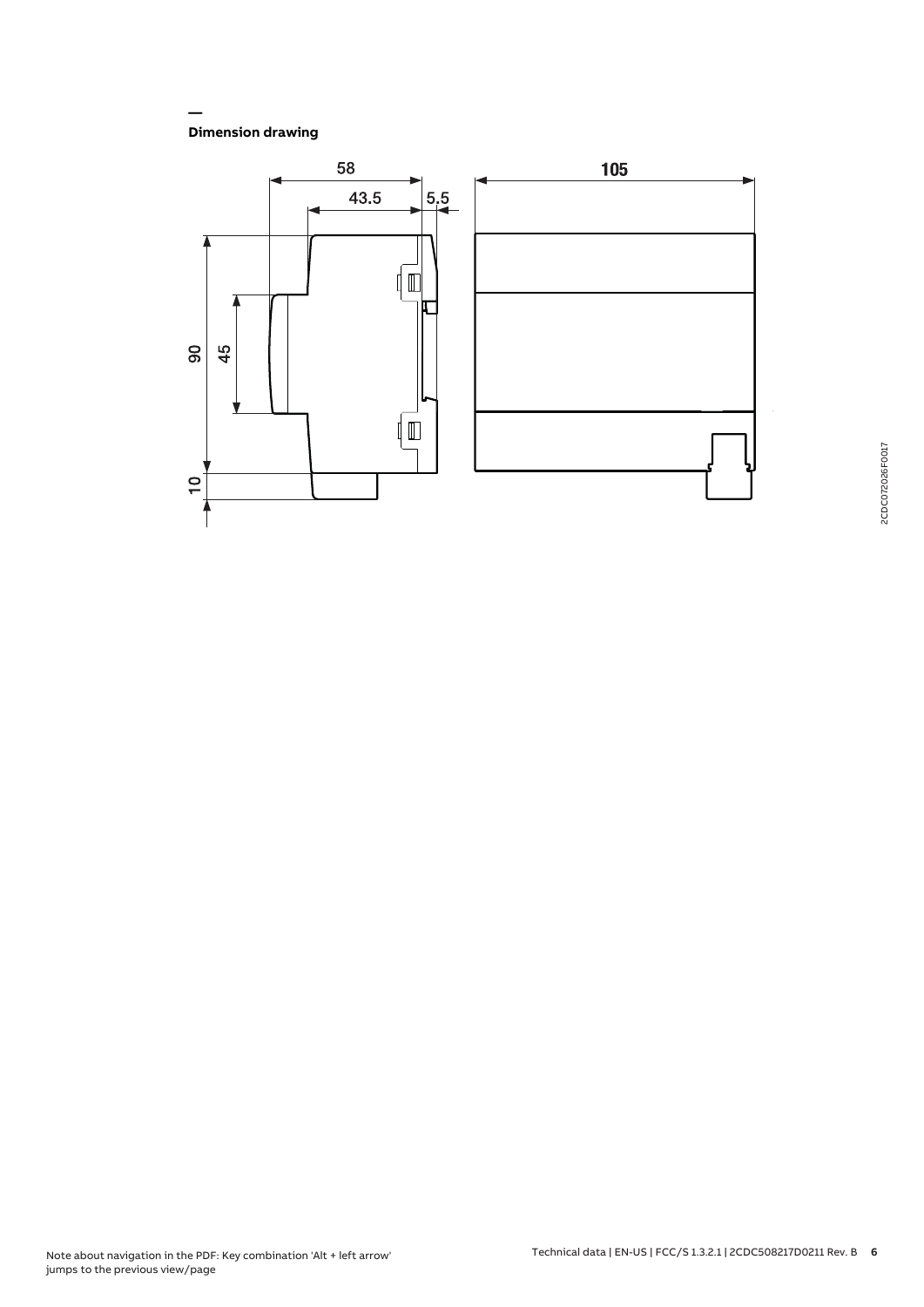## Dimension drawing

58

43.5

5.5

105

90

45

10

2CDC072026F0017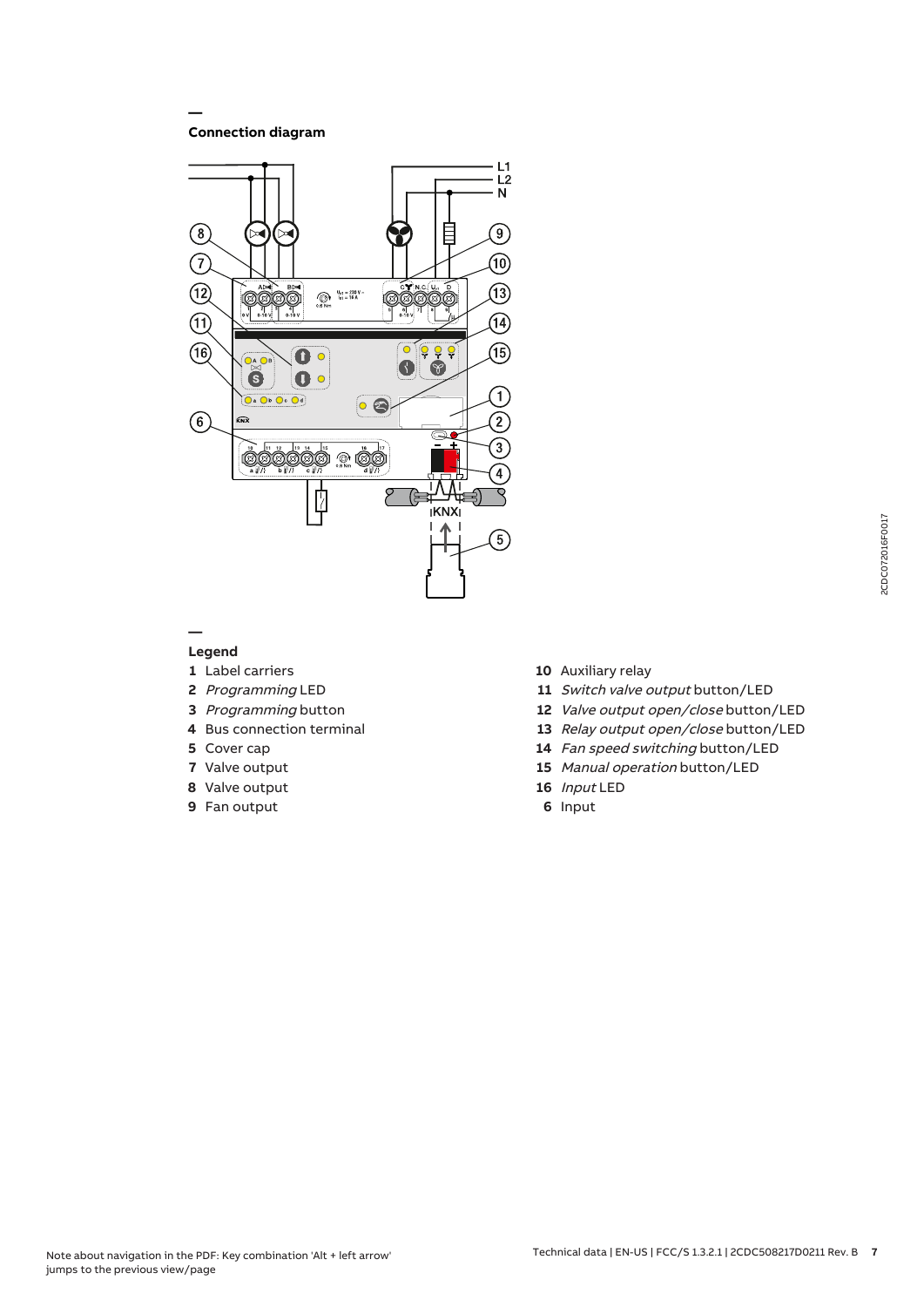## Connection diagram

## Legend

**1** Label carriers

**2** *Programming* LED

**3** *Programming* button

**4** Bus connection terminal

**5** Cover cap

**7** Valve output

**8** Valve output

**9** Fan output

**10** Auxiliary relay

**11** *Switch valve output* button/LED

**12** *Valve output open/close* button/LED

**13** *Relay output open/close* button/LED

**14** *Fan speed switching* button/LED

**15** *Manual operation* button/LED

**16** *Input* LED

**6** Input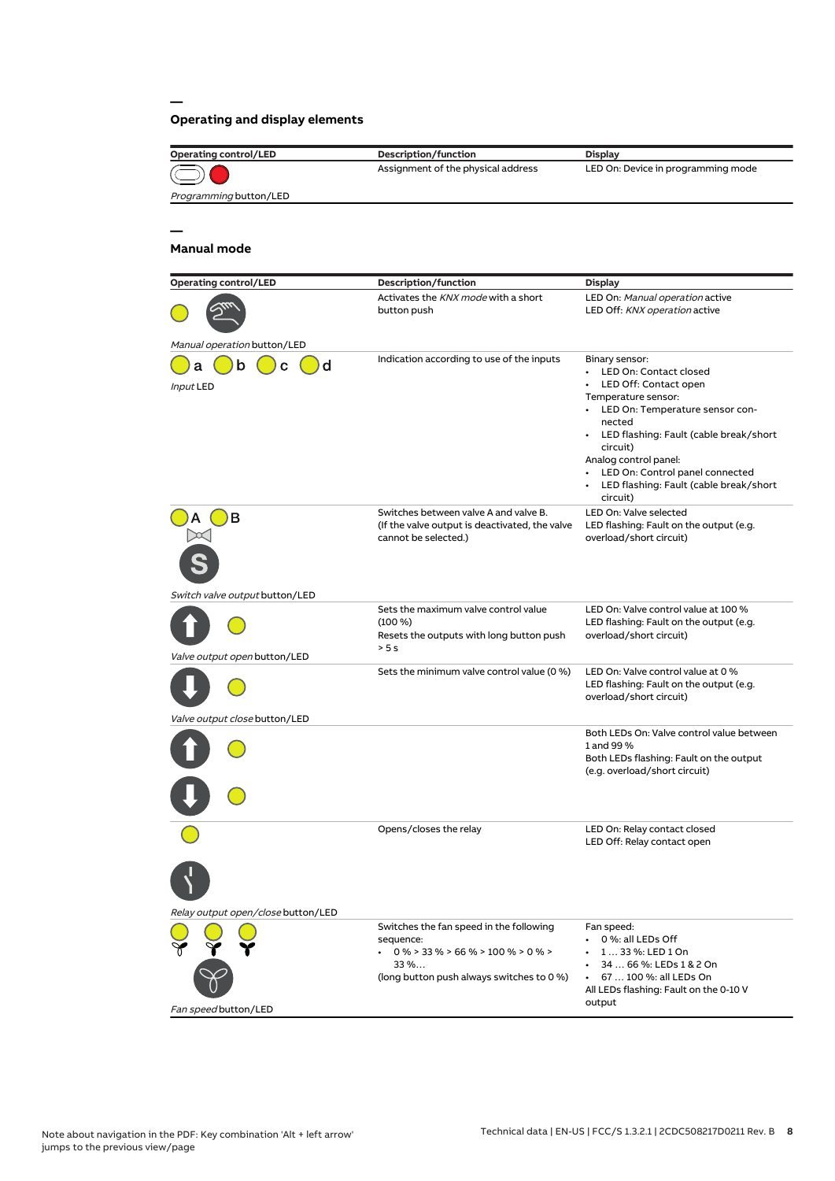## Operating and display elements

| Operating control/LED | Description/function | Display |
| --- | --- | --- |
| *Programming* button/LED | Assignment of the physical address | LED On: Device in programming mode |

## Manual mode

| Operating control/LED | Description/function | Display |
| --- | --- | --- |
| *Manual operation* button/LED | Activates the *KNX mode* with a short button push | LED On: *Manual operation* active<br>LED Off: *KNX operation* active |
| a b c d<br>*Input* LED | Indication according to use of the inputs | Binary sensor:<br>• LED On: Contact closed<br>• LED Off: Contact open<br>Temperature sensor:<br>• LED On: Temperature sensor connected<br>• LED flashing: Fault (cable break/short circuit)<br>Analog control panel:<br>• LED On: Control panel connected<br>• LED flashing: Fault (cable break/short circuit) |
| A B<br>*Switch valve output* button/LED | Switches between valve A and valve B.<br>(If the valve output is deactivated, the valve cannot be selected.) | LED On: Valve selected<br>LED flashing: Fault on the output (e.g. overload/short circuit) |
| *Valve output open* button/LED | Sets the maximum valve control value (100 %)<br>Resets the outputs with long button push > 5 s | LED On: Valve control value at 100 %<br>LED flashing: Fault on the output (e.g. overload/short circuit) |
| *Valve output close* button/LED | Sets the minimum valve control value (0 %) | LED On: Valve control value at 0 %<br>LED flashing: Fault on the output (e.g. overload/short circuit) |
| | | Both LEDs On: Valve control value between 1 and 99 %<br>Both LEDs flashing: Fault on the output (e.g. overload/short circuit) |
| *Relay output open/close* button/LED | Opens/closes the relay | LED On: Relay contact closed<br>LED Off: Relay contact open |
| *Fan speed* button/LED | Switches the fan speed in the following sequence:<br>• 0 % > 33 % > 66 % > 100 % > 0 % > 33 %…<br>(long button push always switches to 0 %) | Fan speed:<br>• 0 %: all LEDs Off<br>• 1 … 33 %: LED 1 On<br>• 34 … 66 %: LEDs 1 & 2 On<br>• 67 … 100 %: all LEDs On<br>All LEDs flashing: Fault on the 0-10 V output |

Note about navigation in the PDF: Key combination 'Alt + left arrow' jumps to the previous view/page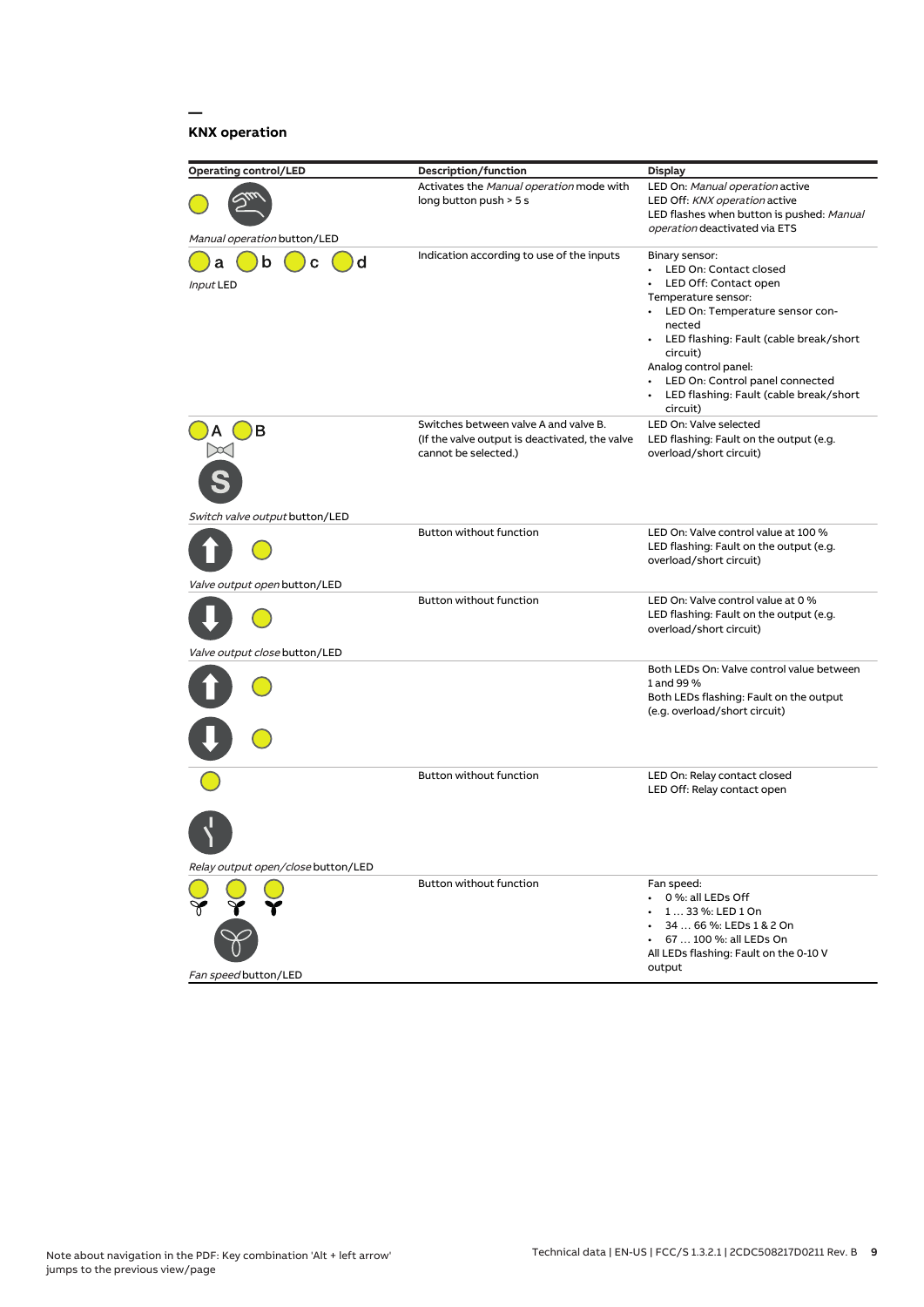## KNX operation

| Operating control/LED | Description/function | Display |
| --- | --- | --- |
| *Manual operation* button/LED | Activates the *Manual operation* mode with long button push > 5 s | LED On: *Manual operation* active<br>LED Off: *KNX operation* active<br>LED flashes when button is pushed: *Manual operation* deactivated via ETS |
| a b c d<br>*Input* LED | Indication according to use of the inputs | Binary sensor:<br>• LED On: Contact closed<br>• LED Off: Contact open<br>Temperature sensor:<br>• LED On: Temperature sensor connected<br>• LED flashing: Fault (cable break/short circuit)<br>Analog control panel:<br>• LED On: Control panel connected<br>• LED flashing: Fault (cable break/short circuit) |
| A B<br>*Switch valve output* button/LED | Switches between valve A and valve B.<br>(If the valve output is deactivated, the valve cannot be selected.) | LED On: Valve selected<br>LED flashing: Fault on the output (e.g. overload/short circuit) |
| *Valve output open* button/LED | Button without function | LED On: Valve control value at 100 %<br>LED flashing: Fault on the output (e.g. overload/short circuit) |
| *Valve output close* button/LED | Button without function | LED On: Valve control value at 0 %<br>LED flashing: Fault on the output (e.g. overload/short circuit) |
| | | Both LEDs On: Valve control value between 1 and 99 %<br>Both LEDs flashing: Fault on the output (e.g. overload/short circuit) |
| *Relay output open/close* button/LED | Button without function | LED On: Relay contact closed<br>LED Off: Relay contact open |
| *Fan speed* button/LED | Button without function | Fan speed:<br>• 0 %: all LEDs Off<br>• 1 … 33 %: LED 1 On<br>• 34 … 66 %: LEDs 1 & 2 On<br>• 67 … 100 %: all LEDs On<br>All LEDs flashing: Fault on the 0-10 V output |

Note about navigation in the PDF: Key combination 'Alt + left arrow' jumps to the previous view/page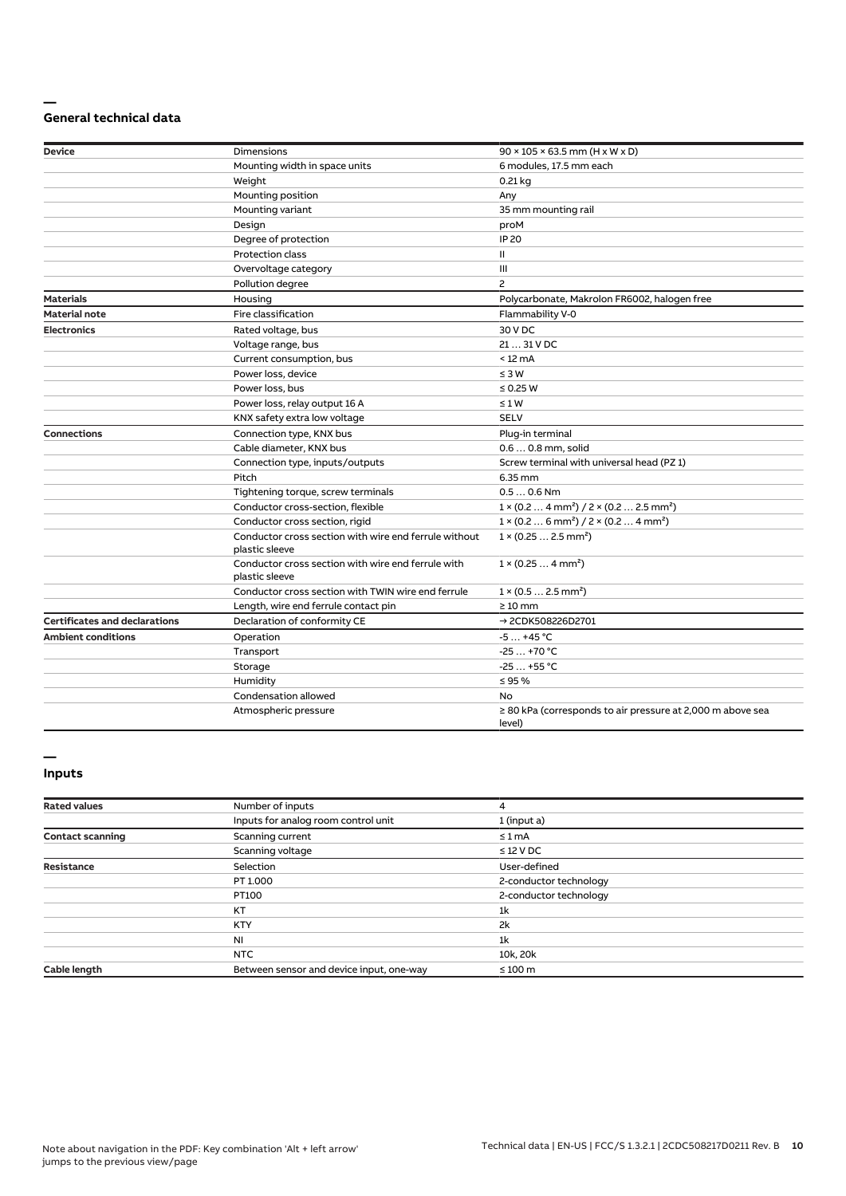## General technical data

| | | |
|---|---|---|
| **Device** | Dimensions | 90 × 105 × 63.5 mm (H x W x D) |
| | Mounting width in space units | 6 modules, 17.5 mm each |
| | Weight | 0.21 kg |
| | Mounting position | Any |
| | Mounting variant | 35 mm mounting rail |
| | Design | proM |
| | Degree of protection | IP 20 |
| | Protection class | II |
| | Overvoltage category | III |
| | Pollution degree | 2 |
| **Materials** | Housing | Polycarbonate, Makrolon FR6002, halogen free |
| **Material note** | Fire classification | Flammability V-0 |
| **Electronics** | Rated voltage, bus | 30 V DC |
| | Voltage range, bus | 21 … 31 V DC |
| | Current consumption, bus | < 12 mA |
| | Power loss, device | ≤ 3 W |
| | Power loss, bus | ≤ 0.25 W |
| | Power loss, relay output 16 A | ≤ 1 W |
| | KNX safety extra low voltage | SELV |
| **Connections** | Connection type, KNX bus | Plug-in terminal |
| | Cable diameter, KNX bus | 0.6 … 0.8 mm, solid |
| | Connection type, inputs/outputs | Screw terminal with universal head (PZ 1) |
| | Pitch | 6.35 mm |
| | Tightening torque, screw terminals | 0.5 … 0.6 Nm |
| | Conductor cross-section, flexible | 1 × (0.2 … 4 mm²) / 2 × (0.2 … 2.5 mm²) |
| | Conductor cross section, rigid | 1 × (0.2 … 6 mm²) / 2 × (0.2 … 4 mm²) |
| | Conductor cross section with wire end ferrule without plastic sleeve | 1 × (0.25 … 2.5 mm²) |
| | Conductor cross section with wire end ferrule with plastic sleeve | 1 × (0.25 … 4 mm²) |
| | Conductor cross section with TWIN wire end ferrule | 1 × (0.5 … 2.5 mm²) |
| | Length, wire end ferrule contact pin | ≥ 10 mm |
| **Certificates and declarations** | Declaration of conformity CE | → 2CDK508226D2701 |
| **Ambient conditions** | Operation | -5 … +45 °C |
| | Transport | -25 … +70 °C |
| | Storage | -25 … +55 °C |
| | Humidity | ≤ 95 % |
| | Condensation allowed | No |
| | Atmospheric pressure | ≥ 80 kPa (corresponds to air pressure at 2,000 m above sea level) |

## Inputs

| | | |
|---|---|---|
| **Rated values** | Number of inputs | 4 |
| | Inputs for analog room control unit | 1 (input a) |
| **Contact scanning** | Scanning current | ≤ 1 mA |
| | Scanning voltage | ≤ 12 V DC |
| **Resistance** | Selection | User-defined |
| | PT 1.000 | 2-conductor technology |
| | PT100 | 2-conductor technology |
| | KT | 1k |
| | KTY | 2k |
| | NI | 1k |
| | NTC | 10k, 20k |
| **Cable length** | Between sensor and device input, one-way | ≤ 100 m |

Note about navigation in the PDF: Key combination 'Alt + left arrow' jumps to the previous view/page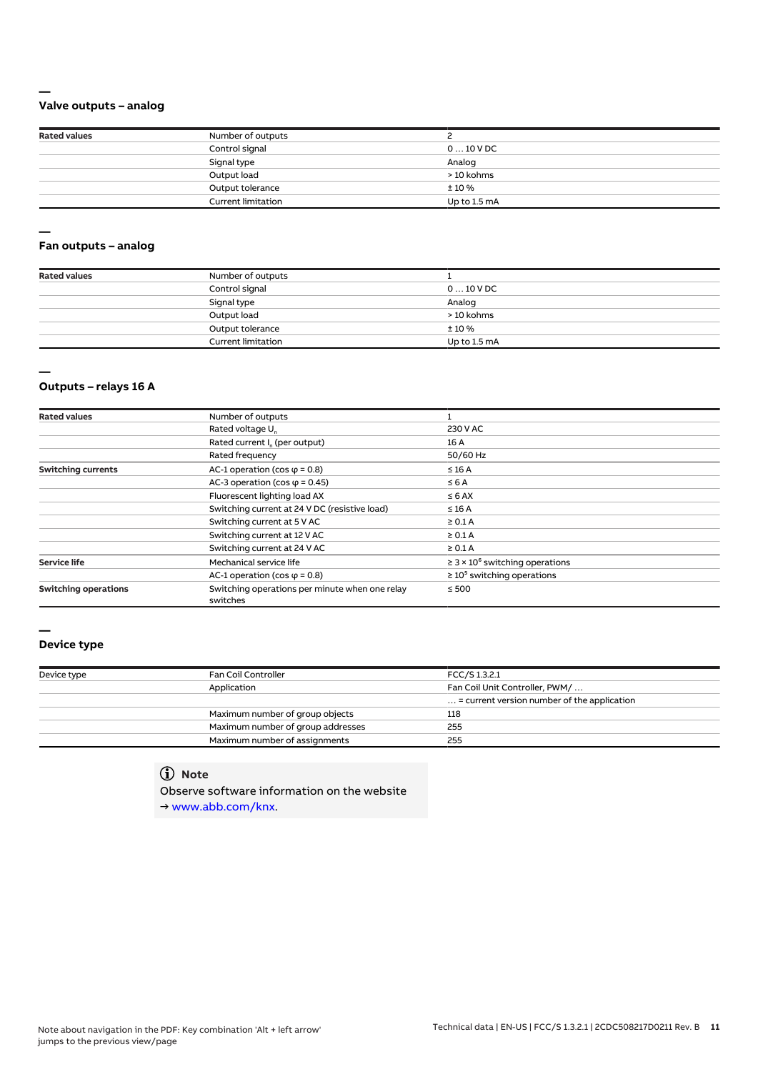## Valve outputs – analog

| Rated values | Number of outputs | 2 |
|---|---|---|
| | Control signal | 0 … 10 V DC |
| | Signal type | Analog |
| | Output load | > 10 kohms |
| | Output tolerance | ± 10 % |
| | Current limitation | Up to 1.5 mA |

## Fan outputs – analog

| Rated values | Number of outputs | 1 |
|---|---|---|
| | Control signal | 0 … 10 V DC |
| | Signal type | Analog |
| | Output load | > 10 kohms |
| | Output tolerance | ± 10 % |
| | Current limitation | Up to 1.5 mA |

## Outputs – relays 16 A

| Rated values | Number of outputs | 1 |
|---|---|---|
| | Rated voltage $U_n$ | 230 V AC |
| | Rated current $I_n$ (per output) | 16 A |
| | Rated frequency | 50/60 Hz |
| **Switching currents** | AC-1 operation (cos φ = 0.8) | ≤ 16 A |
| | AC-3 operation (cos φ = 0.45) | ≤ 6 A |
| | Fluorescent lighting load AX | ≤ 6 AX |
| | Switching current at 24 V DC (resistive load) | ≤ 16 A |
| | Switching current at 5 V AC | ≥ 0.1 A |
| | Switching current at 12 V AC | ≥ 0.1 A |
| | Switching current at 24 V AC | ≥ 0.1 A |
| **Service life** | Mechanical service life | ≥ 3 × $10^6$ switching operations |
| | AC-1 operation (cos φ = 0.8) | ≥ $10^5$ switching operations |
| **Switching operations** | Switching operations per minute when one relay switches | ≤ 500 |

## Device type

| Device type | Fan Coil Controller | FCC/S 1.3.2.1 |
|---|---|---|
| | Application | Fan Coil Unit Controller, PWM/ … |
| | | … = current version number of the application |
| | Maximum number of group objects | 118 |
| | Maximum number of group addresses | 255 |
| | Maximum number of assignments | 255 |

> **Note**
>
> Observe software information on the website
> → www.abb.com/knx.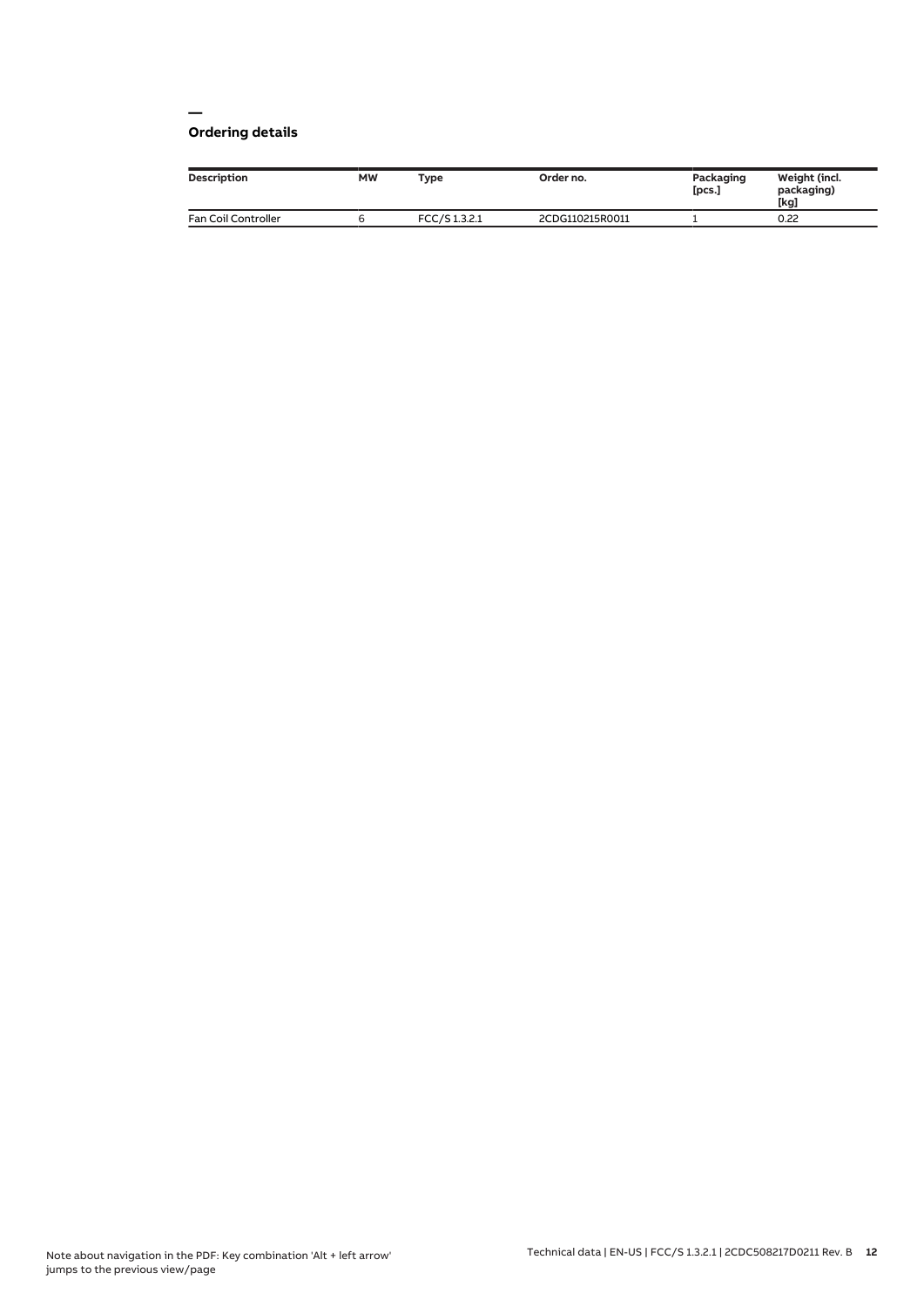## Ordering details

| Description | MW | Type | Order no. | Packaging [pcs.] | Weight (incl. packaging) [kg] |
|---|---|---|---|---|---|
| Fan Coil Controller | 6 | FCC/S 1.3.2.1 | 2CDG110215R0011 | 1 | 0.22 |

Note about navigation in the PDF: Key combination 'Alt + left arrow' jumps to the previous view/page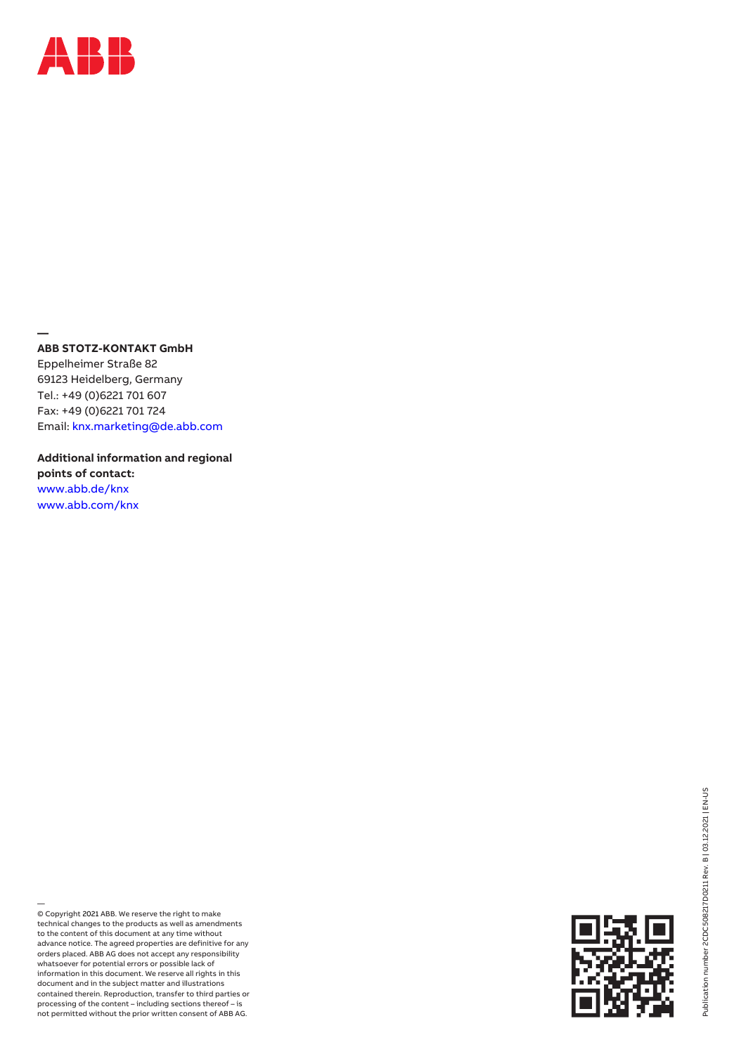—

**ABB STOTZ-KONTAKT GmbH**
Eppelheimer Straße 82
69123 Heidelberg, Germany
Tel.: +49 (0)6221 701 607
Fax: +49 (0)6221 701 724
Email: knx.marketing@de.abb.com

**Additional information and regional points of contact:**
www.abb.de/knx
www.abb.com/knx

—
© Copyright 2021 ABB. We reserve the right to make technical changes to the products as well as amendments to the content of this document at any time without advance notice. The agreed properties are definitive for any orders placed. ABB AG does not accept any responsibility whatsoever for potential errors or possible lack of information in this document. We reserve all rights in this document and in the subject matter and illustrations contained therein. Reproduction, transfer to third parties or processing of the content – including sections thereof – is not permitted without the prior written consent of ABB AG.

Publication number 2CDC508217D0211 Rev. B | 03.12.2021 | EN-US